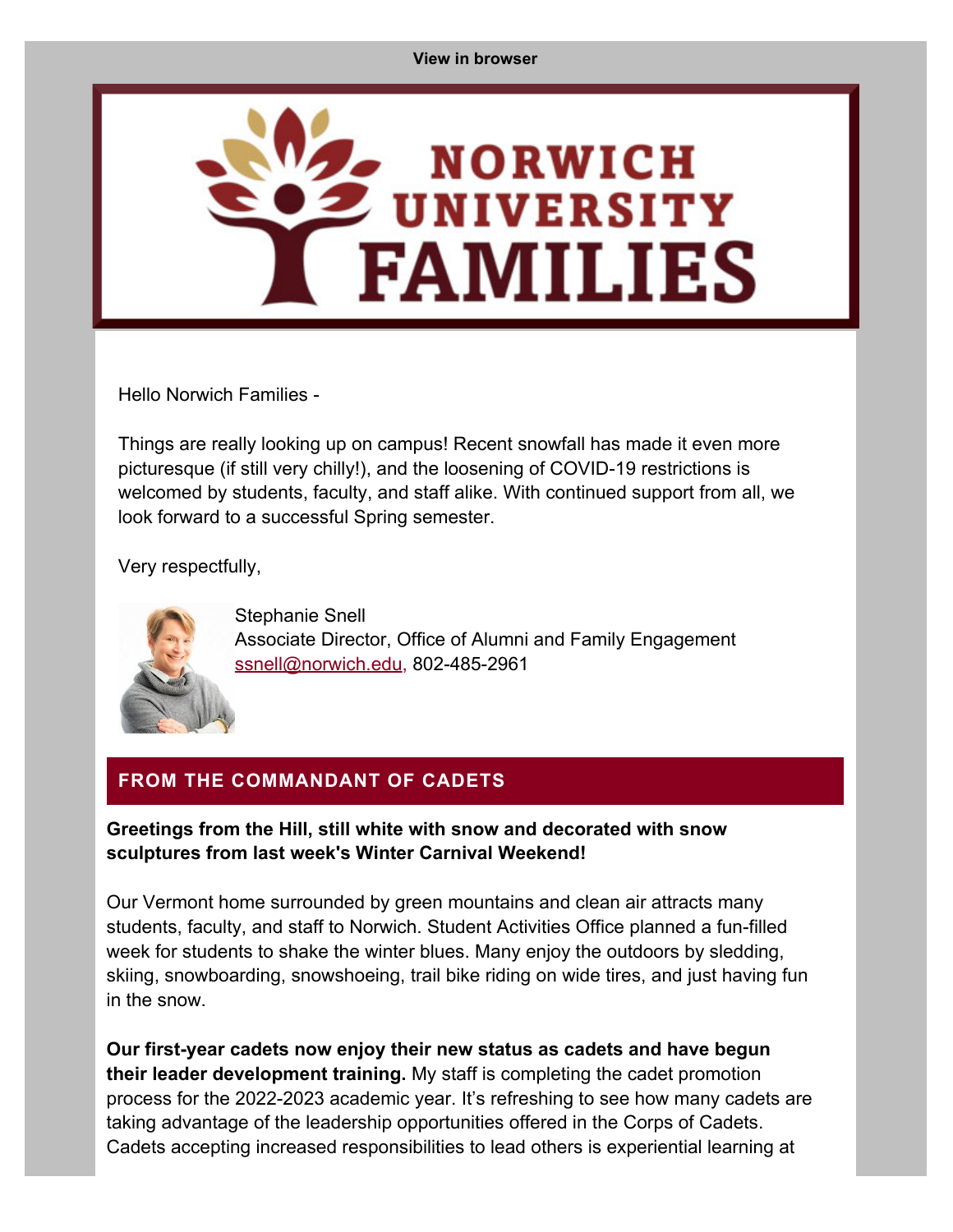View in browser

NORWICH UNIVERSITY FAMILIES

Hello Norwich Families -

Things are really looking up on campus! Recent snowfall has made it even more picturesque (if still very chilly!), and the loosening of COVID-19 restrictions is welcomed by students, faculty, and staff alike. With continued support from all, we look forward to a successful Spring semester.

Very respectfully,

Stephanie Snell
Associate Director, Office of Alumni and Family Engagement
ssnell@norwich.edu, 802-485-2961

## FROM THE COMMANDANT OF CADETS

**Greetings from the Hill, still white with snow and decorated with snow sculptures from last week's Winter Carnival Weekend!**

Our Vermont home surrounded by green mountains and clean air attracts many students, faculty, and staff to Norwich. Student Activities Office planned a fun-filled week for students to shake the winter blues. Many enjoy the outdoors by sledding, skiing, snowboarding, snowshoeing, trail bike riding on wide tires, and just having fun in the snow.

**Our first-year cadets now enjoy their new status as cadets and have begun their leader development training.** My staff is completing the cadet promotion process for the 2022-2023 academic year. It's refreshing to see how many cadets are taking advantage of the leadership opportunities offered in the Corps of Cadets. Cadets accepting increased responsibilities to lead others is experiential learning at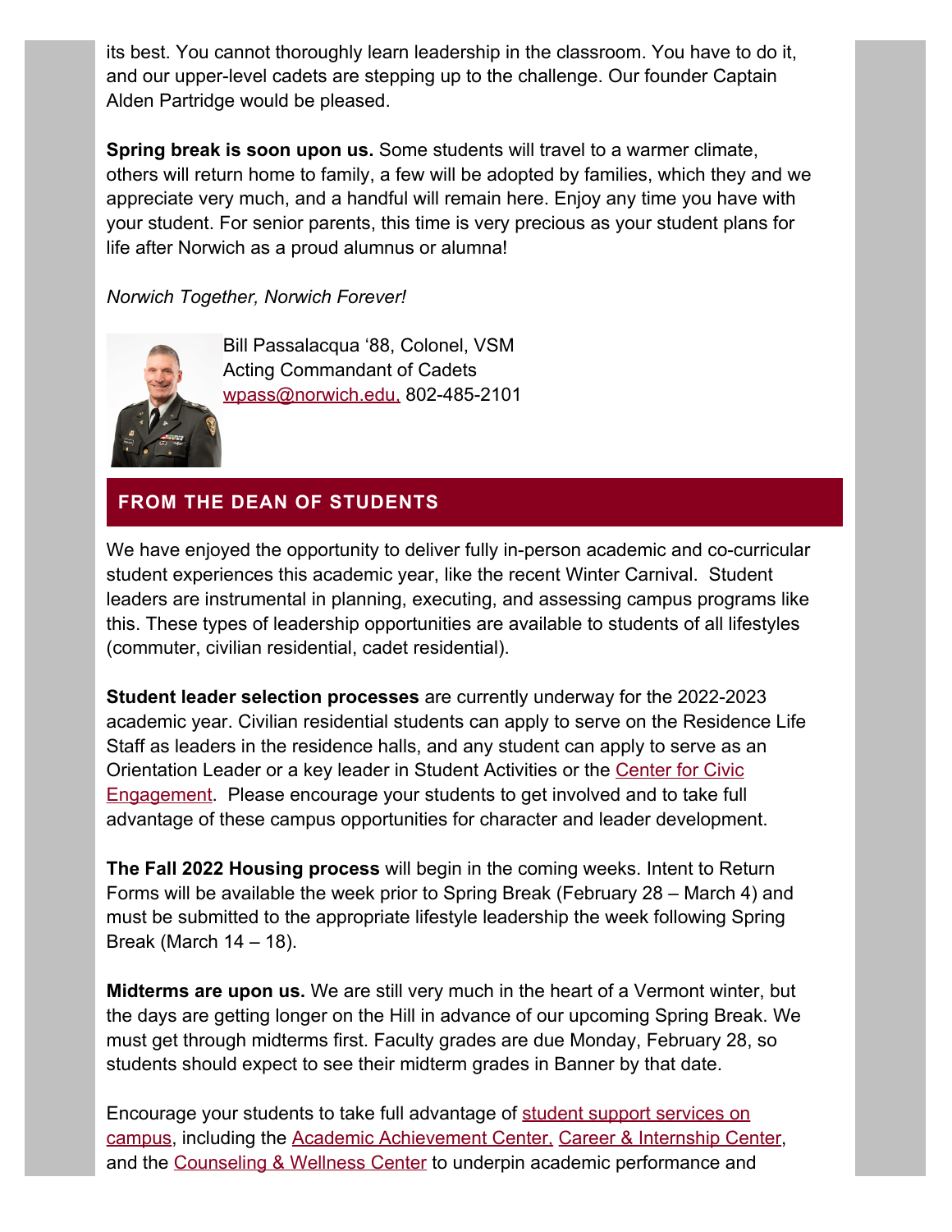its best. You cannot thoroughly learn leadership in the classroom. You have to do it, and our upper-level cadets are stepping up to the challenge. Our founder Captain Alden Partridge would be pleased.

**Spring break is soon upon us.** Some students will travel to a warmer climate, others will return home to family, a few will be adopted by families, which they and we appreciate very much, and a handful will remain here. Enjoy any time you have with your student. For senior parents, this time is very precious as your student plans for life after Norwich as a proud alumnus or alumna!

*Norwich Together, Norwich Forever!*

Bill Passalacqua '88, Colonel, VSM
Acting Commandant of Cadets
wpass@norwich.edu, 802-485-2101

## FROM THE DEAN OF STUDENTS

We have enjoyed the opportunity to deliver fully in-person academic and co-curricular student experiences this academic year, like the recent Winter Carnival. Student leaders are instrumental in planning, executing, and assessing campus programs like this. These types of leadership opportunities are available to students of all lifestyles (commuter, civilian residential, cadet residential).

**Student leader selection processes** are currently underway for the 2022-2023 academic year. Civilian residential students can apply to serve on the Residence Life Staff as leaders in the residence halls, and any student can apply to serve as an Orientation Leader or a key leader in Student Activities or the Center for Civic Engagement. Please encourage your students to get involved and to take full advantage of these campus opportunities for character and leader development.

**The Fall 2022 Housing process** will begin in the coming weeks. Intent to Return Forms will be available the week prior to Spring Break (February 28 – March 4) and must be submitted to the appropriate lifestyle leadership the week following Spring Break (March 14 – 18).

**Midterms are upon us.** We are still very much in the heart of a Vermont winter, but the days are getting longer on the Hill in advance of our upcoming Spring Break. We must get through midterms first. Faculty grades are due Monday, February 28, so students should expect to see their midterm grades in Banner by that date.

Encourage your students to take full advantage of student support services on campus, including the Academic Achievement Center, Career & Internship Center, and the Counseling & Wellness Center to underpin academic performance and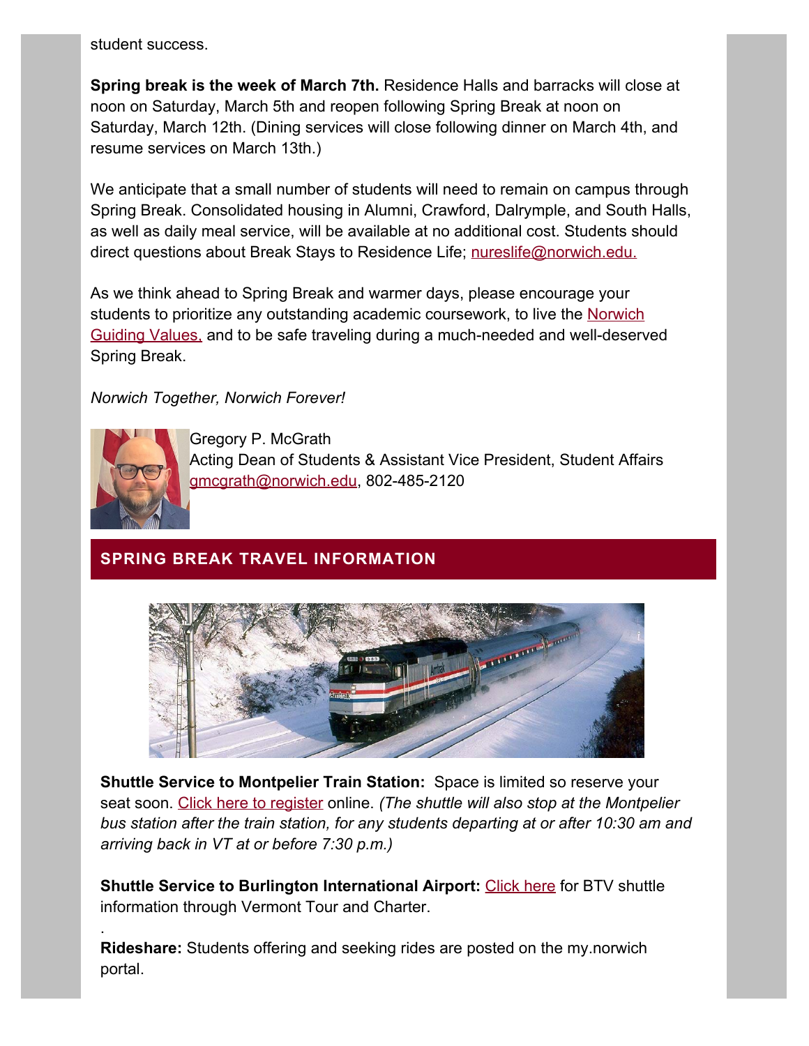student success.

**Spring break is the week of March 7th.** Residence Halls and barracks will close at noon on Saturday, March 5th and reopen following Spring Break at noon on Saturday, March 12th. (Dining services will close following dinner on March 4th, and resume services on March 13th.)

We anticipate that a small number of students will need to remain on campus through Spring Break. Consolidated housing in Alumni, Crawford, Dalrymple, and South Halls, as well as daily meal service, will be available at no additional cost. Students should direct questions about Break Stays to Residence Life; nureslife@norwich.edu.

As we think ahead to Spring Break and warmer days, please encourage your students to prioritize any outstanding academic coursework, to live the Norwich Guiding Values, and to be safe traveling during a much-needed and well-deserved Spring Break.

*Norwich Together, Norwich Forever!*

Gregory P. McGrath
Acting Dean of Students & Assistant Vice President, Student Affairs
gmcgrath@norwich.edu, 802-485-2120

## SPRING BREAK TRAVEL INFORMATION

**Shuttle Service to Montpelier Train Station:** Space is limited so reserve your seat soon. Click here to register online. *(The shuttle will also stop at the Montpelier bus station after the train station, for any students departing at or after 10:30 am and arriving back in VT at or before 7:30 p.m.)*

**Shuttle Service to Burlington International Airport:** Click here for BTV shuttle information through Vermont Tour and Charter.

.

**Rideshare:** Students offering and seeking rides are posted on the my.norwich portal.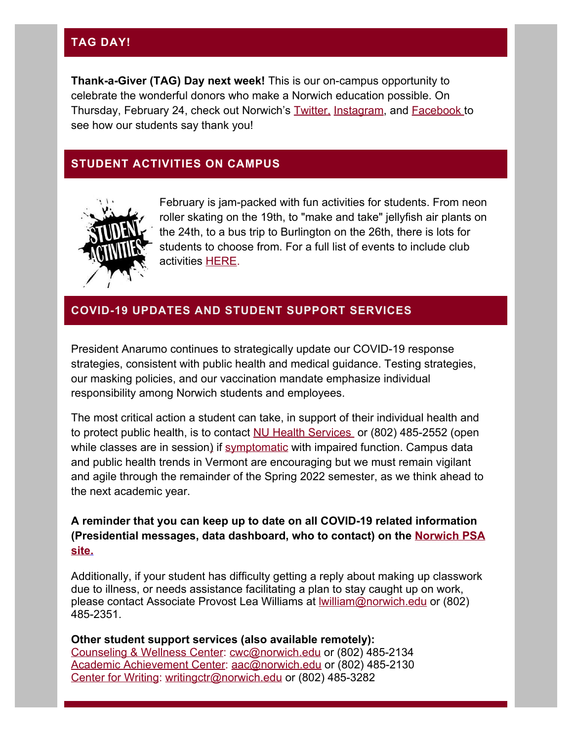## TAG DAY!

**Thank-a-Giver (TAG) Day next week!** This is our on-campus opportunity to celebrate the wonderful donors who make a Norwich education possible. On Thursday, February 24, check out Norwich's Twitter, Instagram, and Facebook to see how our students say thank you!

## STUDENT ACTIVITIES ON CAMPUS

February is jam-packed with fun activities for students. From neon roller skating on the 19th, to "make and take" jellyfish air plants on the 24th, to a bus trip to Burlington on the 26th, there is lots for students to choose from. For a full list of events to include club activities HERE.

## COVID-19 UPDATES AND STUDENT SUPPORT SERVICES

President Anarumo continues to strategically update our COVID-19 response strategies, consistent with public health and medical guidance. Testing strategies, our masking policies, and our vaccination mandate emphasize individual responsibility among Norwich students and employees.

The most critical action a student can take, in support of their individual health and to protect public health, is to contact NU Health Services or (802) 485-2552 (open while classes are in session) if symptomatic with impaired function. Campus data and public health trends in Vermont are encouraging but we must remain vigilant and agile through the remainder of the Spring 2022 semester, as we think ahead to the next academic year.

**A reminder that you can keep up to date on all COVID-19 related information (Presidential messages, data dashboard, who to contact) on the Norwich PSA site.**

Additionally, if your student has difficulty getting a reply about making up classwork due to illness, or needs assistance facilitating a plan to stay caught up on work, please contact Associate Provost Lea Williams at lwilliam@norwich.edu or (802) 485-2351.

**Other student support services (also available remotely):**
Counseling & Wellness Center: cwc@norwich.edu or (802) 485-2134
Academic Achievement Center: aac@norwich.edu or (802) 485-2130
Center for Writing: writingctr@norwich.edu or (802) 485-3282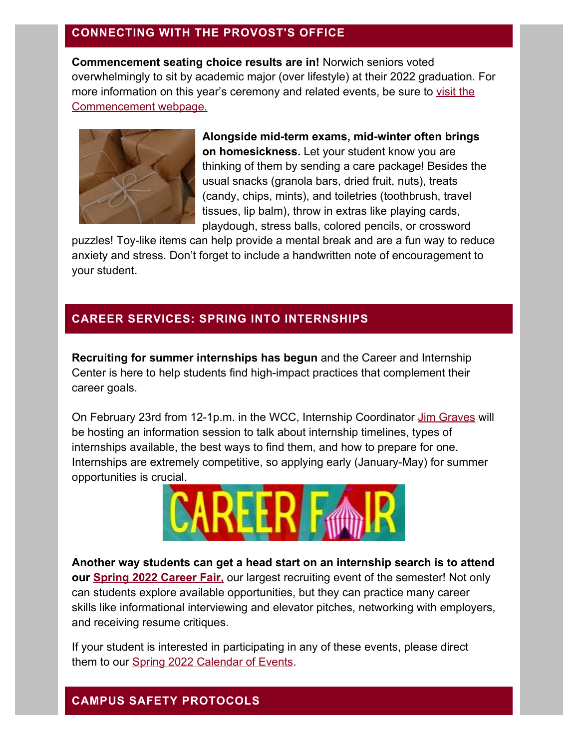## CONNECTING WITH THE PROVOST'S OFFICE

**Commencement seating choice results are in!** Norwich seniors voted overwhelmingly to sit by academic major (over lifestyle) at their 2022 graduation. For more information on this year's ceremony and related events, be sure to visit the Commencement webpage.

**Alongside mid-term exams, mid-winter often brings on homesickness.** Let your student know you are thinking of them by sending a care package! Besides the usual snacks (granola bars, dried fruit, nuts), treats (candy, chips, mints), and toiletries (toothbrush, travel tissues, lip balm), throw in extras like playing cards, playdough, stress balls, colored pencils, or crossword puzzles! Toy-like items can help provide a mental break and are a fun way to reduce anxiety and stress. Don't forget to include a handwritten note of encouragement to your student.

## CAREER SERVICES: SPRING INTO INTERNSHIPS

**Recruiting for summer internships has begun** and the Career and Internship Center is here to help students find high-impact practices that complement their career goals.

On February 23rd from 12-1p.m. in the WCC, Internship Coordinator Jim Graves will be hosting an information session to talk about internship timelines, types of internships available, the best ways to find them, and how to prepare for one. Internships are extremely competitive, so applying early (January-May) for summer opportunities is crucial.

**Another way students can get a head start on an internship search is to attend our Spring 2022 Career Fair,** our largest recruiting event of the semester! Not only can students explore available opportunities, but they can practice many career skills like informational interviewing and elevator pitches, networking with employers, and receiving resume critiques.

If your student is interested in participating in any of these events, please direct them to our Spring 2022 Calendar of Events.

## CAMPUS SAFETY PROTOCOLS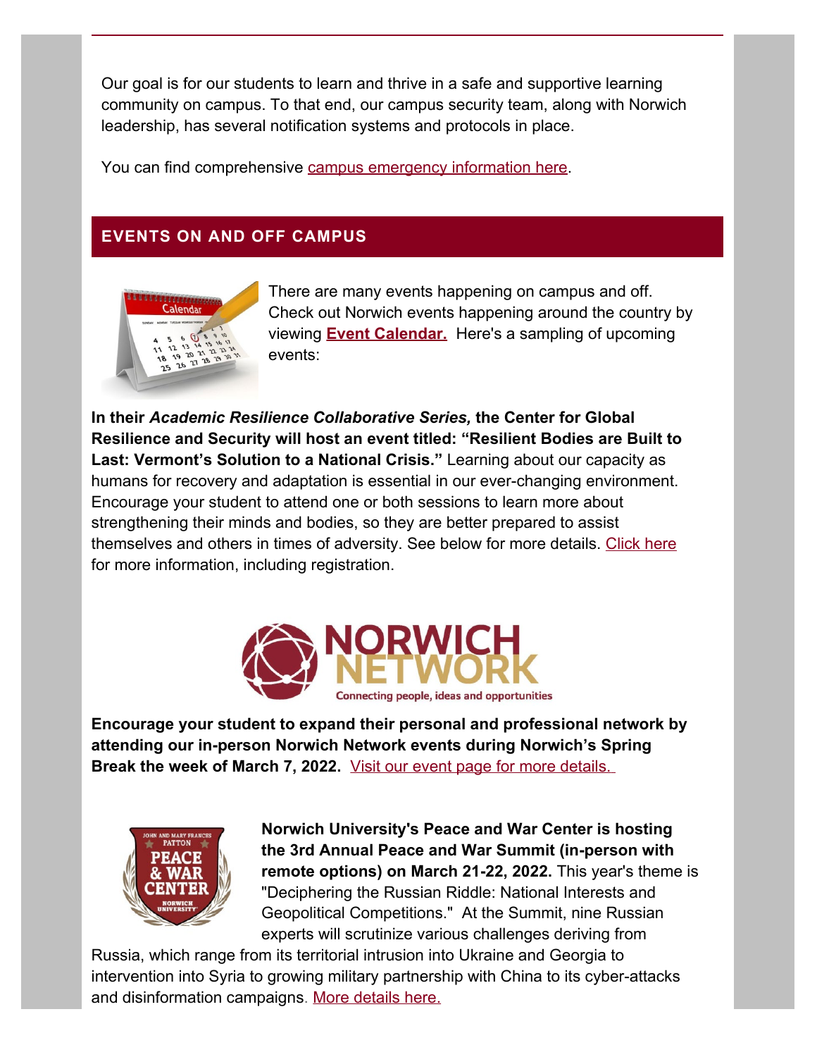Our goal is for our students to learn and thrive in a safe and supportive learning community on campus. To that end, our campus security team, along with Norwich leadership, has several notification systems and protocols in place.

You can find comprehensive campus emergency information here.

## EVENTS ON AND OFF CAMPUS

There are many events happening on campus and off. Check out Norwich events happening around the country by viewing **Event Calendar.** Here's a sampling of upcoming events:

**In their *Academic Resilience Collaborative Series,* the Center for Global Resilience and Security will host an event titled: "Resilient Bodies are Built to Last: Vermont's Solution to a National Crisis."** Learning about our capacity as humans for recovery and adaptation is essential in our ever-changing environment. Encourage your student to attend one or both sessions to learn more about strengthening their minds and bodies, so they are better prepared to assist themselves and others in times of adversity. See below for more details. Click here for more information, including registration.

**Encourage your student to expand their personal and professional network by attending our in-person Norwich Network events during Norwich's Spring Break the week of March 7, 2022.** Visit our event page for more details.

**Norwich University's Peace and War Center is hosting the 3rd Annual Peace and War Summit (in-person with remote options) on March 21-22, 2022.** This year's theme is "Deciphering the Russian Riddle: National Interests and Geopolitical Competitions." At the Summit, nine Russian experts will scrutinize various challenges deriving from Russia, which range from its territorial intrusion into Ukraine and Georgia to intervention into Syria to growing military partnership with China to its cyber-attacks and disinformation campaigns. More details here.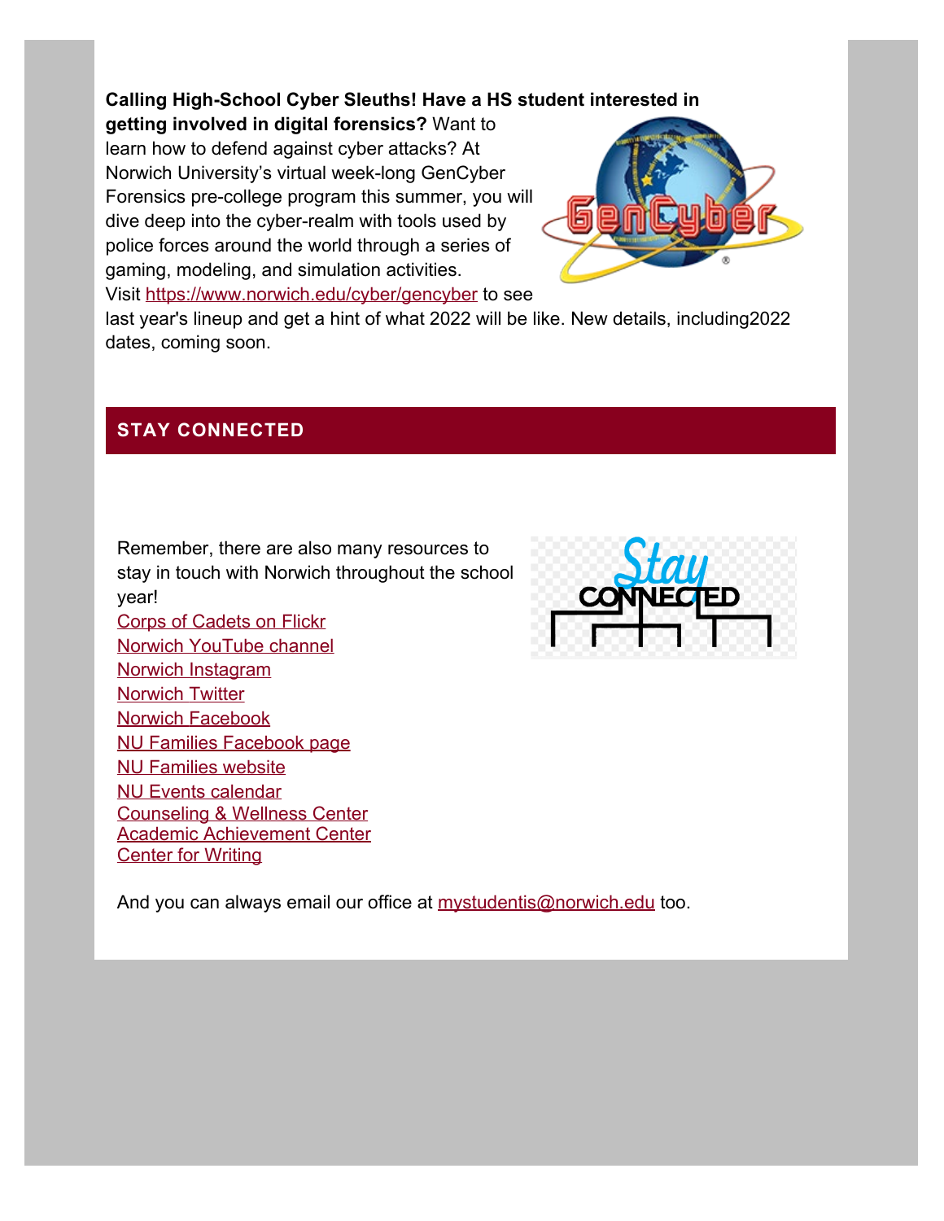**Calling High-School Cyber Sleuths! Have a HS student interested in getting involved in digital forensics?** Want to learn how to defend against cyber attacks? At Norwich University's virtual week-long GenCyber Forensics pre-college program this summer, you will dive deep into the cyber-realm with tools used by police forces around the world through a series of gaming, modeling, and simulation activities. Visit https://www.norwich.edu/cyber/gencyber to see last year's lineup and get a hint of what 2022 will be like. New details, including2022 dates, coming soon.

## STAY CONNECTED

Remember, there are also many resources to stay in touch with Norwich throughout the school year!

Corps of Cadets on Flickr
Norwich YouTube channel
Norwich Instagram
Norwich Twitter
Norwich Facebook
NU Families Facebook page
NU Families website
NU Events calendar
Counseling & Wellness Center
Academic Achievement Center
Center for Writing

And you can always email our office at mystudentis@norwich.edu too.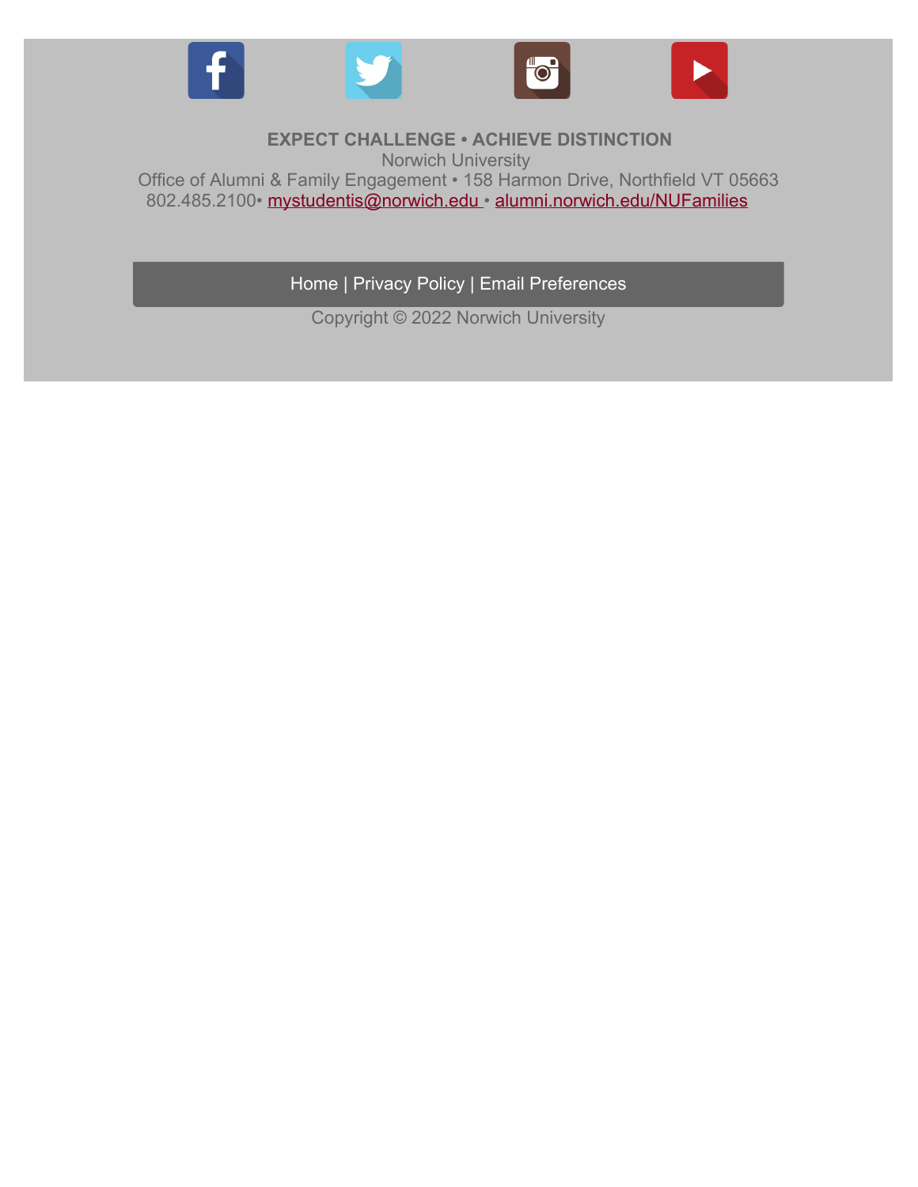**EXPECT CHALLENGE • ACHIEVE DISTINCTION**
Norwich University
Office of Alumni & Family Engagement • 158 Harmon Drive, Northfield VT 05663
802.485.2100• mystudentis@norwich.edu • alumni.norwich.edu/NUFamilies

Home | Privacy Policy | Email Preferences

Copyright © 2022 Norwich University